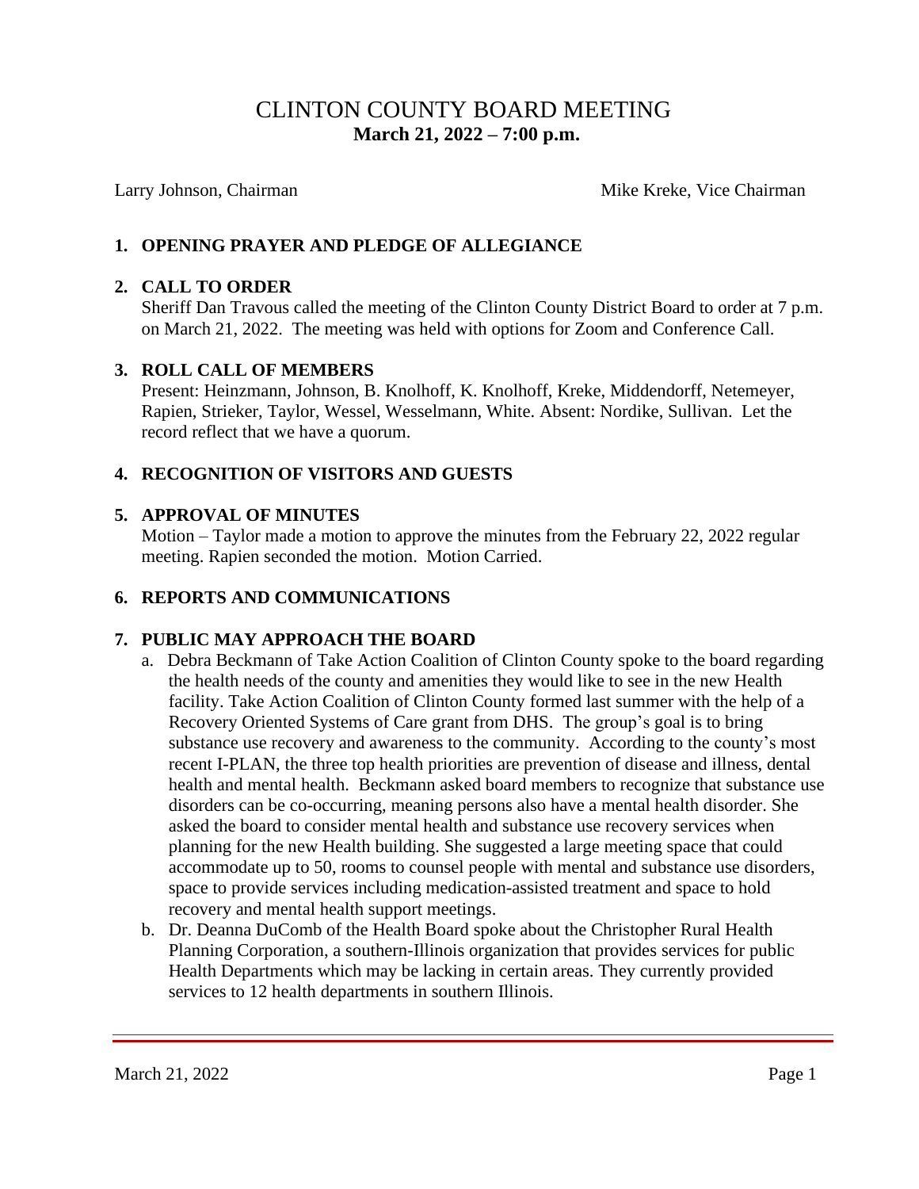# CLINTON COUNTY BOARD MEETING

**March 21, 2022 – 7:00 p.m.**

Larry Johnson, Chairman                                                                 Mike Kreke, Vice Chairman

## 1. OPENING PRAYER AND PLEDGE OF ALLEGIANCE

## 2. CALL TO ORDER

Sheriff Dan Travous called the meeting of the Clinton County District Board to order at 7 p.m. on March 21, 2022. The meeting was held with options for Zoom and Conference Call.

## 3. ROLL CALL OF MEMBERS

Present: Heinzmann, Johnson, B. Knolhoff, K. Knolhoff, Kreke, Middendorff, Netemeyer, Rapien, Strieker, Taylor, Wessel, Wesselmann, White. Absent: Nordike, Sullivan. Let the record reflect that we have a quorum.

## 4. RECOGNITION OF VISITORS AND GUESTS

## 5. APPROVAL OF MINUTES

Motion – Taylor made a motion to approve the minutes from the February 22, 2022 regular meeting. Rapien seconded the motion. Motion Carried.

## 6. REPORTS AND COMMUNICATIONS

## 7. PUBLIC MAY APPROACH THE BOARD

a. Debra Beckmann of Take Action Coalition of Clinton County spoke to the board regarding the health needs of the county and amenities they would like to see in the new Health facility. Take Action Coalition of Clinton County formed last summer with the help of a Recovery Oriented Systems of Care grant from DHS. The group's goal is to bring substance use recovery and awareness to the community. According to the county's most recent I-PLAN, the three top health priorities are prevention of disease and illness, dental health and mental health. Beckmann asked board members to recognize that substance use disorders can be co-occurring, meaning persons also have a mental health disorder. She asked the board to consider mental health and substance use recovery services when planning for the new Health building. She suggested a large meeting space that could accommodate up to 50, rooms to counsel people with mental and substance use disorders, space to provide services including medication-assisted treatment and space to hold recovery and mental health support meetings.

b. Dr. Deanna DuComb of the Health Board spoke about the Christopher Rural Health Planning Corporation, a southern-Illinois organization that provides services for public Health Departments which may be lacking in certain areas. They currently provided services to 12 health departments in southern Illinois.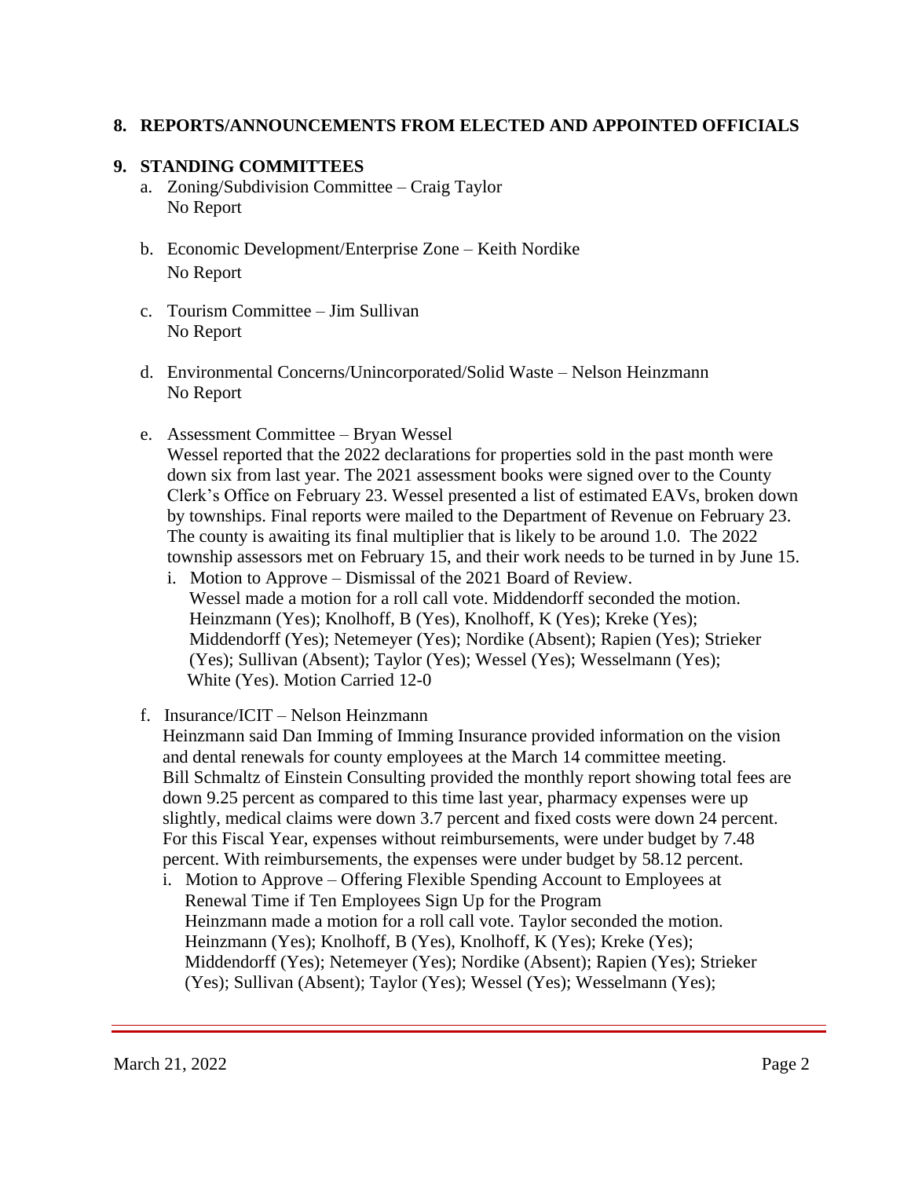## 8. REPORTS/ANNOUNCEMENTS FROM ELECTED AND APPOINTED OFFICIALS

## 9. STANDING COMMITTEES

a. Zoning/Subdivision Committee – Craig Taylor
   No Report

b. Economic Development/Enterprise Zone – Keith Nordike
   No Report

c. Tourism Committee – Jim Sullivan
   No Report

d. Environmental Concerns/Unincorporated/Solid Waste – Nelson Heinzmann
   No Report

e. Assessment Committee – Bryan Wessel
   Wessel reported that the 2022 declarations for properties sold in the past month were down six from last year. The 2021 assessment books were signed over to the County Clerk's Office on February 23. Wessel presented a list of estimated EAVs, broken down by townships. Final reports were mailed to the Department of Revenue on February 23. The county is awaiting its final multiplier that is likely to be around 1.0. The 2022 township assessors met on February 15, and their work needs to be turned in by June 15.

   i. Motion to Approve – Dismissal of the 2021 Board of Review.
      Wessel made a motion for a roll call vote. Middendorff seconded the motion. Heinzmann (Yes); Knolhoff, B (Yes), Knolhoff, K (Yes); Kreke (Yes); Middendorff (Yes); Netemeyer (Yes); Nordike (Absent); Rapien (Yes); Strieker (Yes); Sullivan (Absent); Taylor (Yes); Wessel (Yes); Wesselmann (Yes); White (Yes). Motion Carried 12-0

f. Insurance/ICIT – Nelson Heinzmann
   Heinzmann said Dan Imming of Imming Insurance provided information on the vision and dental renewals for county employees at the March 14 committee meeting. Bill Schmaltz of Einstein Consulting provided the monthly report showing total fees are down 9.25 percent as compared to this time last year, pharmacy expenses were up slightly, medical claims were down 3.7 percent and fixed costs were down 24 percent. For this Fiscal Year, expenses without reimbursements, were under budget by 7.48 percent. With reimbursements, the expenses were under budget by 58.12 percent.

   i. Motion to Approve – Offering Flexible Spending Account to Employees at Renewal Time if Ten Employees Sign Up for the Program
      Heinzmann made a motion for a roll call vote. Taylor seconded the motion. Heinzmann (Yes); Knolhoff, B (Yes), Knolhoff, K (Yes); Kreke (Yes); Middendorff (Yes); Netemeyer (Yes); Nordike (Absent); Rapien (Yes); Strieker (Yes); Sullivan (Absent); Taylor (Yes); Wessel (Yes); Wesselmann (Yes);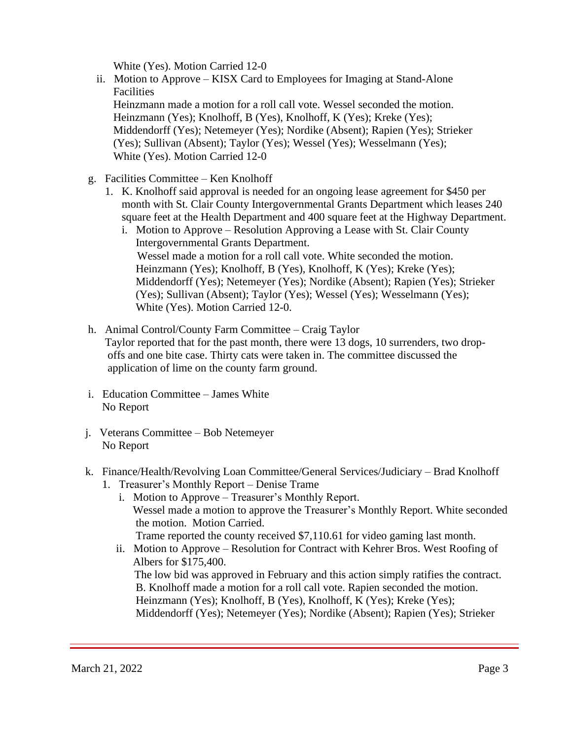White (Yes). Motion Carried 12-0

ii. Motion to Approve – KISX Card to Employees for Imaging at Stand-Alone Facilities
Heinzmann made a motion for a roll call vote. Wessel seconded the motion. Heinzmann (Yes); Knolhoff, B (Yes), Knolhoff, K (Yes); Kreke (Yes); Middendorff (Yes); Netemeyer (Yes); Nordike (Absent); Rapien (Yes); Strieker (Yes); Sullivan (Absent); Taylor (Yes); Wessel (Yes); Wesselmann (Yes); White (Yes). Motion Carried 12-0

g. Facilities Committee – Ken Knolhoff
1. K. Knolhoff said approval is needed for an ongoing lease agreement for $450 per month with St. Clair County Intergovernmental Grants Department which leases 240 square feet at the Health Department and 400 square feet at the Highway Department.
   i. Motion to Approve – Resolution Approving a Lease with St. Clair County Intergovernmental Grants Department.
   Wessel made a motion for a roll call vote. White seconded the motion. Heinzmann (Yes); Knolhoff, B (Yes), Knolhoff, K (Yes); Kreke (Yes); Middendorff (Yes); Netemeyer (Yes); Nordike (Absent); Rapien (Yes); Strieker (Yes); Sullivan (Absent); Taylor (Yes); Wessel (Yes); Wesselmann (Yes); White (Yes). Motion Carried 12-0.

h. Animal Control/County Farm Committee – Craig Taylor
Taylor reported that for the past month, there were 13 dogs, 10 surrenders, two drop-offs and one bite case. Thirty cats were taken in. The committee discussed the application of lime on the county farm ground.

i. Education Committee – James White
No Report

j. Veterans Committee – Bob Netemeyer
No Report

k. Finance/Health/Revolving Loan Committee/General Services/Judiciary – Brad Knolhoff
1. Treasurer's Monthly Report – Denise Trame
   i. Motion to Approve – Treasurer's Monthly Report.
   Wessel made a motion to approve the Treasurer's Monthly Report. White seconded the motion. Motion Carried.
   Trame reported the county received $7,110.61 for video gaming last month.
   ii. Motion to Approve – Resolution for Contract with Kehrer Bros. West Roofing of Albers for $175,400.
   The low bid was approved in February and this action simply ratifies the contract. B. Knolhoff made a motion for a roll call vote. Rapien seconded the motion. Heinzmann (Yes); Knolhoff, B (Yes), Knolhoff, K (Yes); Kreke (Yes); Middendorff (Yes); Netemeyer (Yes); Nordike (Absent); Rapien (Yes); Strieker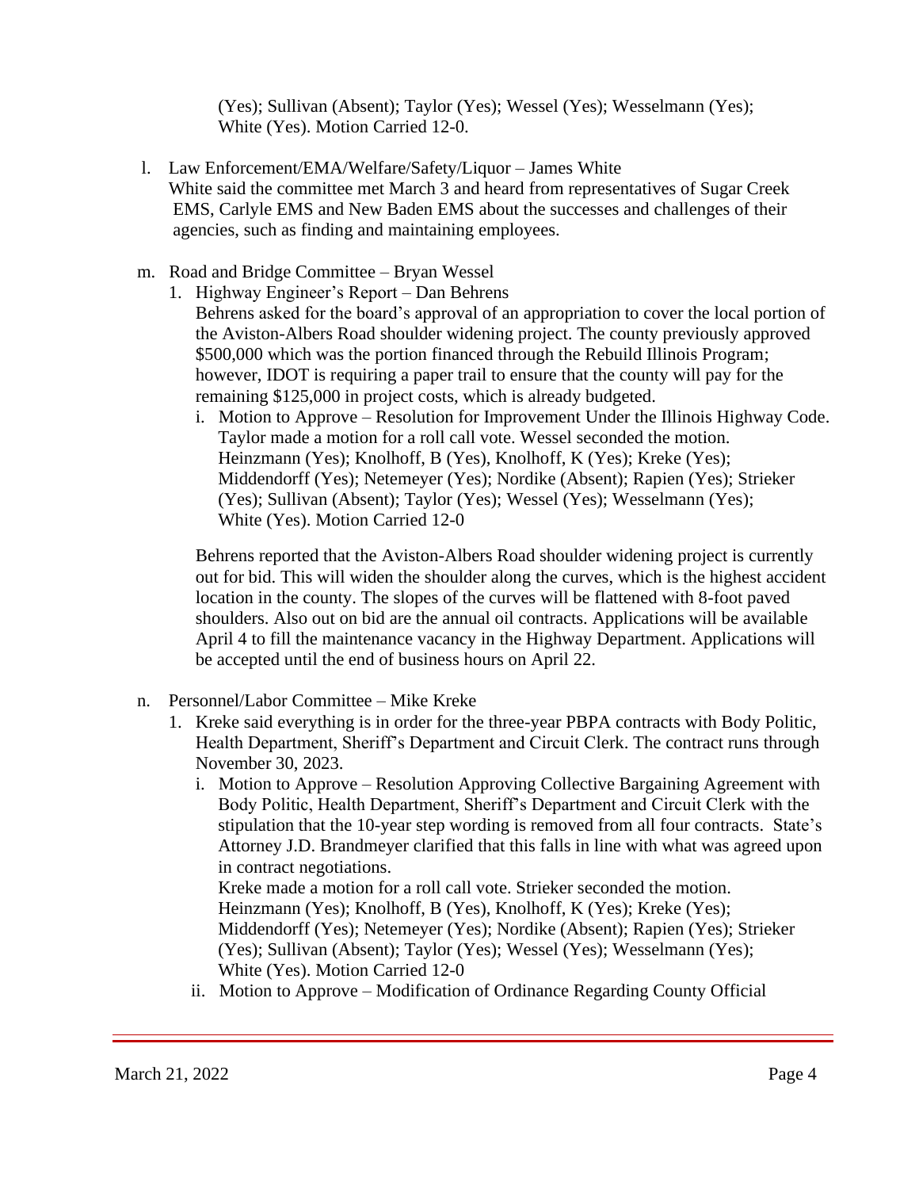(Yes); Sullivan (Absent); Taylor (Yes); Wessel (Yes); Wesselmann (Yes); White (Yes). Motion Carried 12-0.

l. Law Enforcement/EMA/Welfare/Safety/Liquor – James White
White said the committee met March 3 and heard from representatives of Sugar Creek EMS, Carlyle EMS and New Baden EMS about the successes and challenges of their agencies, such as finding and maintaining employees.

m. Road and Bridge Committee – Bryan Wessel
   1. Highway Engineer's Report – Dan Behrens
   Behrens asked for the board's approval of an appropriation to cover the local portion of the Aviston-Albers Road shoulder widening project. The county previously approved $500,000 which was the portion financed through the Rebuild Illinois Program; however, IDOT is requiring a paper trail to ensure that the county will pay for the remaining $125,000 in project costs, which is already budgeted.
      i. Motion to Approve – Resolution for Improvement Under the Illinois Highway Code. Taylor made a motion for a roll call vote. Wessel seconded the motion. Heinzmann (Yes); Knolhoff, B (Yes), Knolhoff, K (Yes); Kreke (Yes); Middendorff (Yes); Netemeyer (Yes); Nordike (Absent); Rapien (Yes); Strieker (Yes); Sullivan (Absent); Taylor (Yes); Wessel (Yes); Wesselmann (Yes); White (Yes). Motion Carried 12-0

   Behrens reported that the Aviston-Albers Road shoulder widening project is currently out for bid. This will widen the shoulder along the curves, which is the highest accident location in the county. The slopes of the curves will be flattened with 8-foot paved shoulders. Also out on bid are the annual oil contracts. Applications will be available April 4 to fill the maintenance vacancy in the Highway Department. Applications will be accepted until the end of business hours on April 22.

n. Personnel/Labor Committee – Mike Kreke
   1. Kreke said everything is in order for the three-year PBPA contracts with Body Politic, Health Department, Sheriff's Department and Circuit Clerk. The contract runs through November 30, 2023.
      i. Motion to Approve – Resolution Approving Collective Bargaining Agreement with Body Politic, Health Department, Sheriff's Department and Circuit Clerk with the stipulation that the 10-year step wording is removed from all four contracts. State's Attorney J.D. Brandmeyer clarified that this falls in line with what was agreed upon in contract negotiations.
      Kreke made a motion for a roll call vote. Strieker seconded the motion. Heinzmann (Yes); Knolhoff, B (Yes), Knolhoff, K (Yes); Kreke (Yes); Middendorff (Yes); Netemeyer (Yes); Nordike (Absent); Rapien (Yes); Strieker (Yes); Sullivan (Absent); Taylor (Yes); Wessel (Yes); Wesselmann (Yes); White (Yes). Motion Carried 12-0
      ii. Motion to Approve – Modification of Ordinance Regarding County Official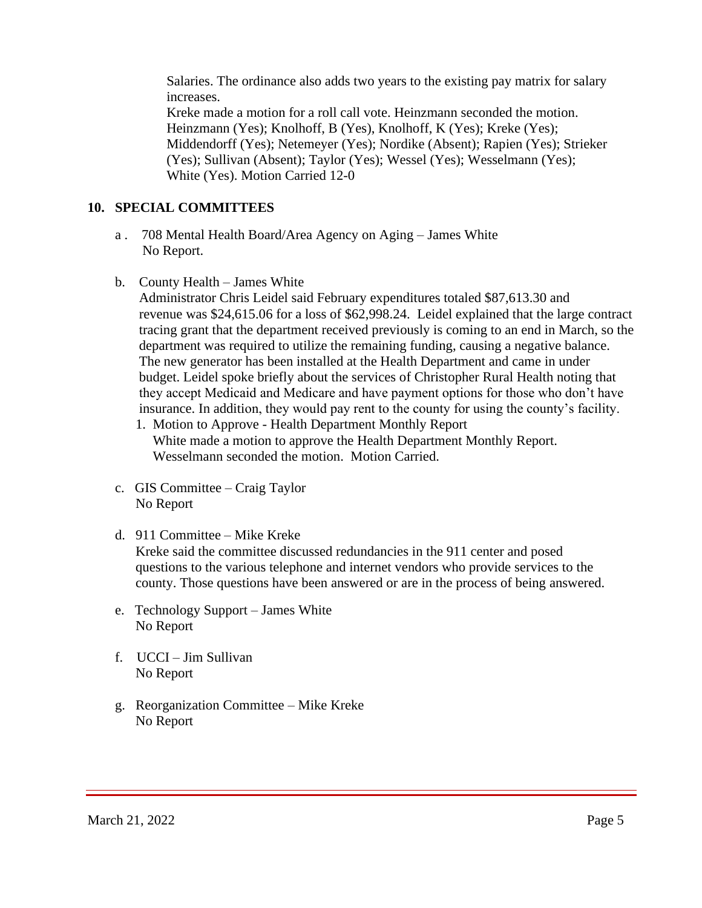Salaries. The ordinance also adds two years to the existing pay matrix for salary increases.

Kreke made a motion for a roll call vote. Heinzmann seconded the motion. Heinzmann (Yes); Knolhoff, B (Yes), Knolhoff, K (Yes); Kreke (Yes); Middendorff (Yes); Netemeyer (Yes); Nordike (Absent); Rapien (Yes); Strieker (Yes); Sullivan (Absent); Taylor (Yes); Wessel (Yes); Wesselmann (Yes); White (Yes). Motion Carried 12-0

## 10. SPECIAL COMMITTEES

a . 708 Mental Health Board/Area Agency on Aging – James White
No Report.

b. County Health – James White
Administrator Chris Leidel said February expenditures totaled $87,613.30 and revenue was $24,615.06 for a loss of $62,998.24. Leidel explained that the large contract tracing grant that the department received previously is coming to an end in March, so the department was required to utilize the remaining funding, causing a negative balance. The new generator has been installed at the Health Department and came in under budget. Leidel spoke briefly about the services of Christopher Rural Health noting that they accept Medicaid and Medicare and have payment options for those who don't have insurance. In addition, they would pay rent to the county for using the county's facility.

1. Motion to Approve - Health Department Monthly Report
   White made a motion to approve the Health Department Monthly Report. Wesselmann seconded the motion. Motion Carried.

c. GIS Committee – Craig Taylor
No Report

d. 911 Committee – Mike Kreke
Kreke said the committee discussed redundancies in the 911 center and posed questions to the various telephone and internet vendors who provide services to the county. Those questions have been answered or are in the process of being answered.

e. Technology Support – James White
No Report

f. UCCI – Jim Sullivan
No Report

g. Reorganization Committee – Mike Kreke
No Report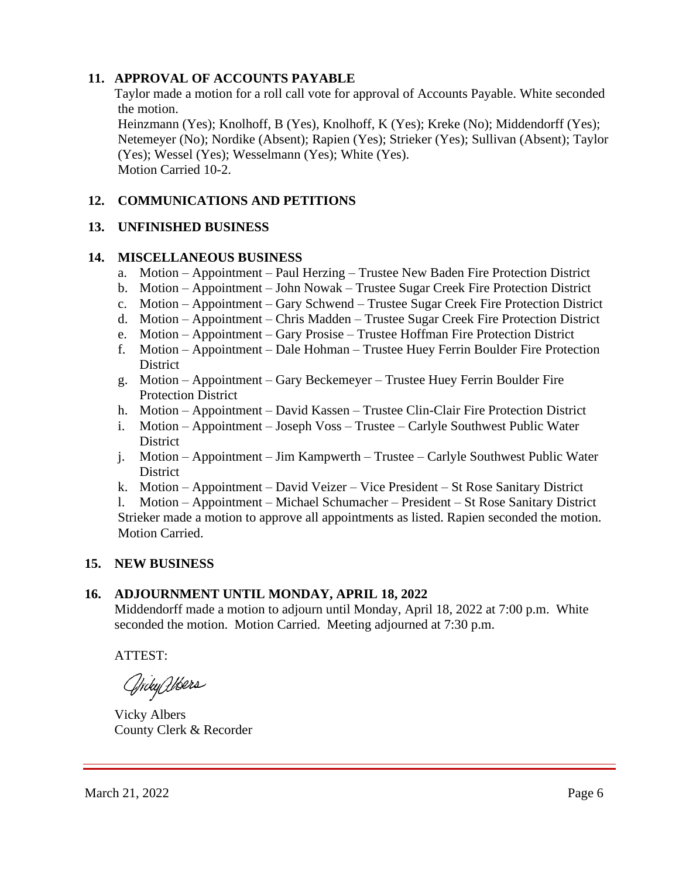## 11. APPROVAL OF ACCOUNTS PAYABLE

Taylor made a motion for a roll call vote for approval of Accounts Payable. White seconded the motion.

Heinzmann (Yes); Knolhoff, B (Yes), Knolhoff, K (Yes); Kreke (No); Middendorff (Yes); Netemeyer (No); Nordike (Absent); Rapien (Yes); Strieker (Yes); Sullivan (Absent); Taylor (Yes); Wessel (Yes); Wesselmann (Yes); White (Yes).

Motion Carried 10-2.

## 12. COMMUNICATIONS AND PETITIONS

## 13. UNFINISHED BUSINESS

## 14. MISCELLANEOUS BUSINESS

a. Motion – Appointment – Paul Herzing – Trustee New Baden Fire Protection District
b. Motion – Appointment – John Nowak – Trustee Sugar Creek Fire Protection District
c. Motion – Appointment – Gary Schwend – Trustee Sugar Creek Fire Protection District
d. Motion – Appointment – Chris Madden – Trustee Sugar Creek Fire Protection District
e. Motion – Appointment – Gary Prosise – Trustee Hoffman Fire Protection District
f. Motion – Appointment – Dale Hohman – Trustee Huey Ferrin Boulder Fire Protection District
g. Motion – Appointment – Gary Beckemeyer – Trustee Huey Ferrin Boulder Fire Protection District
h. Motion – Appointment – David Kassen – Trustee Clin-Clair Fire Protection District
i. Motion – Appointment – Joseph Voss – Trustee – Carlyle Southwest Public Water District
j. Motion – Appointment – Jim Kampwerth – Trustee – Carlyle Southwest Public Water District
k. Motion – Appointment – David Veizer – Vice President – St Rose Sanitary District
l. Motion – Appointment – Michael Schumacher – President – St Rose Sanitary District

Strieker made a motion to approve all appointments as listed. Rapien seconded the motion. Motion Carried.

## 15. NEW BUSINESS

## 16. ADJOURNMENT UNTIL MONDAY, APRIL 18, 2022

Middendorff made a motion to adjourn until Monday, April 18, 2022 at 7:00 p.m. White seconded the motion. Motion Carried. Meeting adjourned at 7:30 p.m.

ATTEST:

Vicky Albers

Vicky Albers
County Clerk & Recorder

March 21, 2022